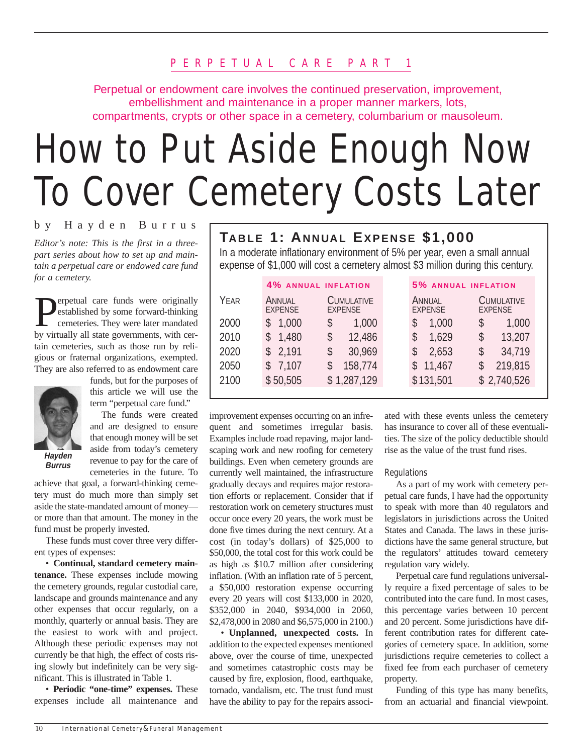PERPETUAL CARE PART 1

Perpetual or endowment care involves the continued preservation, improvement, embellishment and maintenance in a proper manner markers, lots, compartments, crypts or other space in a cemetery, columbarium or mausoleum.

# How to Put Aside Enough Now To Cover Cemetery Costs Later

by Hayden Burrus

*Editor's note: This is the first in a three-part series about how to set up and maintain a perpetual care or endowed care fund for a cemetery.*

Perpetual care funds were originally established by some forward-thinking cemeteries. They were later mandated by virtually all state governments, with certain cemeteries, such as those run by religious or fraternal organizations, exempted. They are also referred to as endowment care funds, but for the purposes of this article we will use the term "perpetual care fund."

***Hayden Burrus***

The funds were created and are designed to ensure that enough money will be set aside from today's cemetery revenue to pay for the care of cemeteries in the future. To achieve that goal, a forward-thinking cemetery must do much more than simply set aside the state-mandated amount of money—or more than that amount. The money in the fund must be properly invested.

These funds must cover three very different types of expenses:

• **Continual, standard cemetery maintenance.** These expenses include mowing the cemetery grounds, regular custodial care, landscape and grounds maintenance and any other expenses that occur regularly, on a monthly, quarterly or annual basis. They are the easiest to work with and project. Although these periodic expenses may not currently be that high, the effect of costs rising slowly but indefinitely can be very significant. This is illustrated in Table 1.

## TABLE 1: ANNUAL EXPENSE $1,000

In a moderate inflationary environment of 5% per year, even a small annual expense of $1,000 will cost a cemetery almost $3 million during this century.

| | 4% ANNUAL INFLATION | | 5% ANNUAL INFLATION | |
|---|---|---|---|---|
| YEAR | ANNUAL EXPENSE | CUMULATIVE EXPENSE | ANNUAL EXPENSE | CUMULATIVE EXPENSE |
| 2000 | $ 1,000 | $ 1,000 | $ 1,000 | $ 1,000 |
| 2010 | $ 1,480 | $ 12,486 | $ 1,629 | $ 13,207 |
| 2020 | $ 2,191 | $ 30,969 | $ 2,653 | $ 34,719 |
| 2050 | $ 7,107 | $ 158,774 | $ 11,467 | $ 219,815 |
| 2100 | $ 50,505 | $ 1,287,129 | $131,501 | $ 2,740,526 |

• **Periodic "one-time" expenses.** These expenses include all maintenance and improvement expenses occurring on an infrequent and sometimes irregular basis. Examples include road repaving, major landscaping work and new roofing for cemetery buildings. Even when cemetery grounds are currently well maintained, the infrastructure gradually decays and requires major restoration efforts or replacement. Consider that if restoration work on cemetery structures must occur once every 20 years, the work must be done five times during the next century. At a cost (in today's dollars) of $25,000 to $50,000, the total cost for this work could be as high as $10.7 million after considering inflation. (With an inflation rate of 5 percent, a $50,000 restoration expense occurring every 20 years will cost $133,000 in 2020, $352,000 in 2040, $934,000 in 2060, $2,478,000 in 2080 and $6,575,000 in 2100.)

• **Unplanned, unexpected costs.** In addition to the expected expenses mentioned above, over the course of time, unexpected and sometimes catastrophic costs may be caused by fire, explosion, flood, earthquake, tornado, vandalism, etc. The trust fund must have the ability to pay for the repairs associated with these events unless the cemetery has insurance to cover all of these eventualities. The size of the policy deductible should rise as the value of the trust fund rises.

### Regulations

As a part of my work with cemetery perpetual care funds, I have had the opportunity to speak with more than 40 regulators and legislators in jurisdictions across the United States and Canada. The laws in these jurisdictions have the same general structure, but the regulators' attitudes toward cemetery regulation vary widely.

Perpetual care fund regulations universally require a fixed percentage of sales to be contributed into the care fund. In most cases, this percentage varies between 10 percent and 20 percent. Some jurisdictions have different contribution rates for different categories of cemetery space. In addition, some jurisdictions require cemeteries to collect a fixed fee from each purchaser of cemetery property.

Funding of this type has many benefits, from an actuarial and financial viewpoint.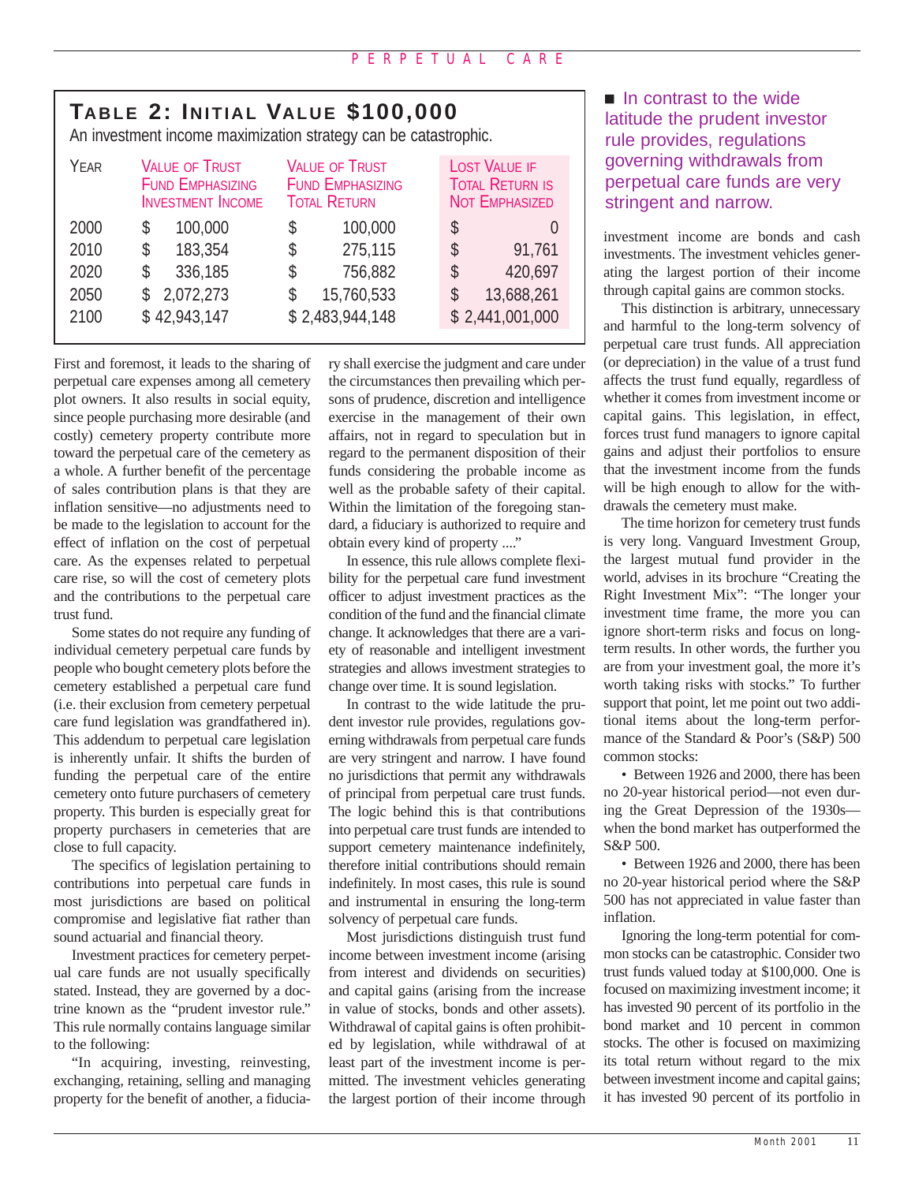## TABLE 2: INITIAL VALUE $100,000

An investment income maximization strategy can be catastrophic.

| YEAR | VALUE OF TRUST FUND EMPHASIZING INVESTMENT INCOME | VALUE OF TRUST FUND EMPHASIZING TOTAL RETURN | LOST VALUE IF TOTAL RETURN IS NOT EMPHASIZED |
|---|---|---|---|
| 2000 | $ 100,000 | $ 100,000 | $ 0 |
| 2010 | $ 183,354 | $ 275,115 | $ 91,761 |
| 2020 | $ 336,185 | $ 756,882 | $ 420,697 |
| 2050 | $ 2,072,273 | $ 15,760,533 | $ 13,688,261 |
| 2100 | $ 42,943,147 | $ 2,483,944,148 | $ 2,441,001,000 |

First and foremost, it leads to the sharing of perpetual care expenses among all cemetery plot owners. It also results in social equity, since people purchasing more desirable (and costly) cemetery property contribute more toward the perpetual care of the cemetery as a whole. A further benefit of the percentage of sales contribution plans is that they are inflation sensitive—no adjustments need to be made to the legislation to account for the effect of inflation on the cost of perpetual care. As the expenses related to perpetual care rise, so will the cost of cemetery plots and the contributions to the perpetual care trust fund.

Some states do not require any funding of individual cemetery perpetual care funds by people who bought cemetery plots before the cemetery established a perpetual care fund (i.e. their exclusion from cemetery perpetual care fund legislation was grandfathered in). This addendum to perpetual care legislation is inherently unfair. It shifts the burden of funding the perpetual care of the entire cemetery onto future purchasers of cemetery property. This burden is especially great for property purchasers in cemeteries that are close to full capacity.

The specifics of legislation pertaining to contributions into perpetual care funds in most jurisdictions are based on political compromise and legislative fiat rather than sound actuarial and financial theory.

Investment practices for cemetery perpetual care funds are not usually specifically stated. Instead, they are governed by a doctrine known as the "prudent investor rule." This rule normally contains language similar to the following:

"In acquiring, investing, reinvesting, exchanging, retaining, selling and managing property for the benefit of another, a fiduciary shall exercise the judgment and care under the circumstances then prevailing which persons of prudence, discretion and intelligence exercise in the management of their own affairs, not in regard to speculation but in regard to the permanent disposition of their funds considering the probable income as well as the probable safety of their capital. Within the limitation of the foregoing standard, a fiduciary is authorized to require and obtain every kind of property ...."

In essence, this rule allows complete flexibility for the perpetual care fund investment officer to adjust investment practices as the condition of the fund and the financial climate change. It acknowledges that there are a variety of reasonable and intelligent investment strategies and allows investment strategies to change over time. It is sound legislation.

In contrast to the wide latitude the prudent investor rule provides, regulations governing withdrawals from perpetual care funds are very stringent and narrow. I have found no jurisdictions that permit any withdrawals of principal from perpetual care trust funds. The logic behind this is that contributions into perpetual care trust funds are intended to support cemetery maintenance indefinitely, therefore initial contributions should remain indefinitely. In most cases, this rule is sound and instrumental in ensuring the long-term solvency of perpetual care funds.

Most jurisdictions distinguish trust fund income between investment income (arising from interest and dividends on securities) and capital gains (arising from the increase in value of stocks, bonds and other assets). Withdrawal of capital gains is often prohibited by legislation, while withdrawal of at least part of the investment income is permitted. The investment vehicles generating the largest portion of their income through investment income are bonds and cash investments. The investment vehicles generating the largest portion of their income through capital gains are common stocks.

> ■ In contrast to the wide latitude the prudent investor rule provides, regulations governing withdrawals from perpetual care funds are very stringent and narrow.

This distinction is arbitrary, unnecessary and harmful to the long-term solvency of perpetual care trust funds. All appreciation (or depreciation) in the value of a trust fund affects the trust fund equally, regardless of whether it comes from investment income or capital gains. This legislation, in effect, forces trust fund managers to ignore capital gains and adjust their portfolios to ensure that the investment income from the funds will be high enough to allow for the withdrawals the cemetery must make.

The time horizon for cemetery trust funds is very long. Vanguard Investment Group, the largest mutual fund provider in the world, advises in its brochure "Creating the Right Investment Mix": "The longer your investment time frame, the more you can ignore short-term risks and focus on long-term results. In other words, the further you are from your investment goal, the more it's worth taking risks with stocks." To further support that point, let me point out two additional items about the long-term performance of the Standard & Poor's (S&P) 500 common stocks:

- Between 1926 and 2000, there has been no 20-year historical period—not even during the Great Depression of the 1930s—when the bond market has outperformed the S&P 500.
- Between 1926 and 2000, there has been no 20-year historical period where the S&P 500 has not appreciated in value faster than inflation.

Ignoring the long-term potential for common stocks can be catastrophic. Consider two trust funds valued today at $100,000. One is focused on maximizing investment income; it has invested 90 percent of its portfolio in the bond market and 10 percent in common stocks. The other is focused on maximizing its total return without regard to the mix between investment income and capital gains; it has invested 90 percent of its portfolio in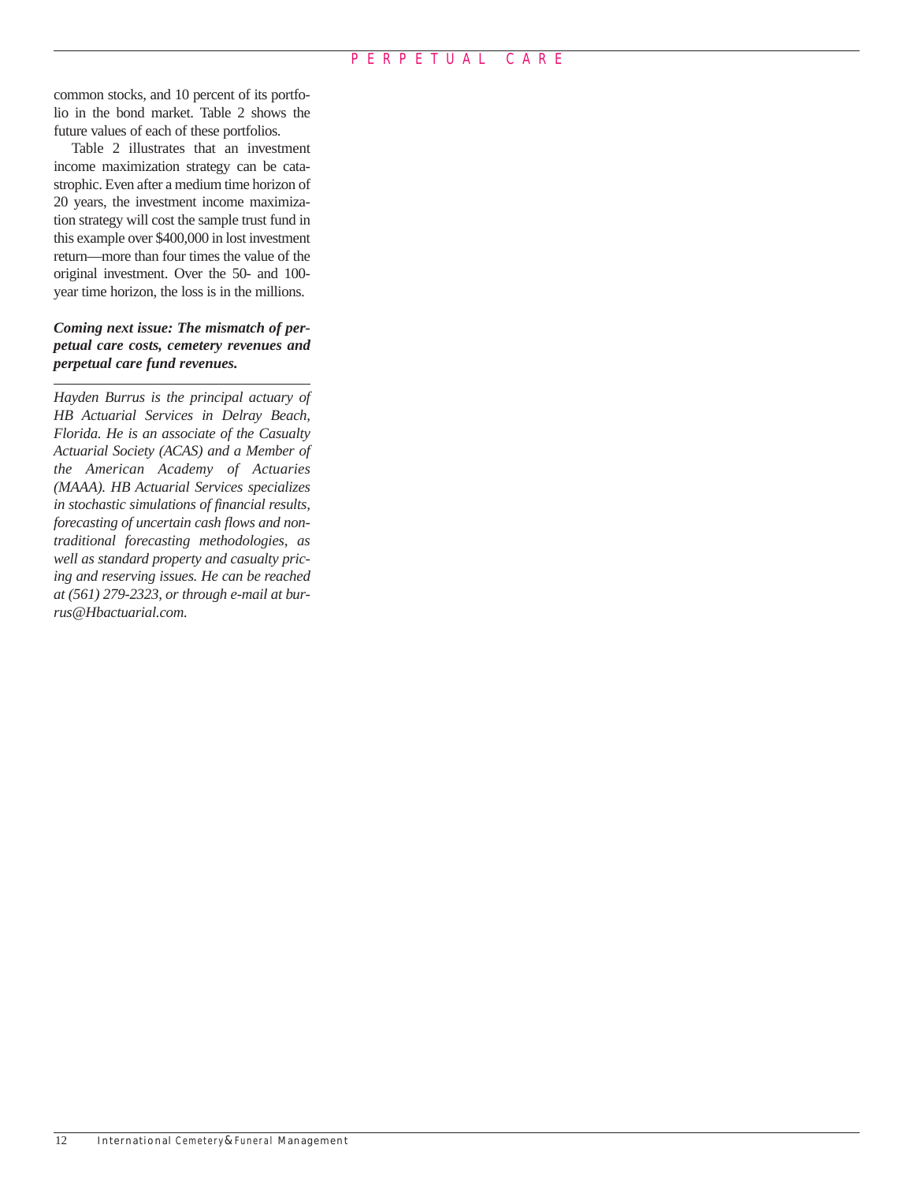common stocks, and 10 percent of its portfolio in the bond market. Table 2 shows the future values of each of these portfolios.

Table 2 illustrates that an investment income maximization strategy can be catastrophic. Even after a medium time horizon of 20 years, the investment income maximization strategy will cost the sample trust fund in this example over $400,000 in lost investment return—more than four times the value of the original investment. Over the 50- and 100-year time horizon, the loss is in the millions.

***Coming next issue: The mismatch of perpetual care costs, cemetery revenues and perpetual care fund revenues.***

---

*Hayden Burrus is the principal actuary of HB Actuarial Services in Delray Beach, Florida. He is an associate of the Casualty Actuarial Society (ACAS) and a Member of the American Academy of Actuaries (MAAA). HB Actuarial Services specializes in stochastic simulations of financial results, forecasting of uncertain cash flows and non-traditional forecasting methodologies, as well as standard property and casualty pricing and reserving issues. He can be reached at (561) 279-2323, or through e-mail at burrus@Hbactuarial.com.*